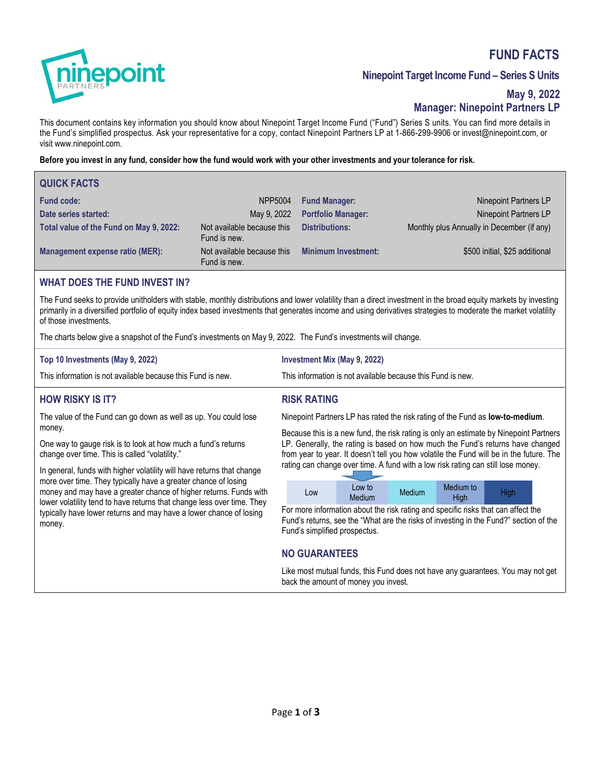# FUND FACTS

## Ninepoint Target Income Fund – Series S Units

**May 9, 2022**

**Manager: Ninepoint Partners LP**

This document contains key information you should know about Ninepoint Target Income Fund ("Fund") Series S units. You can find more details in the Fund's simplified prospectus. Ask your representative for a copy, contact Ninepoint Partners LP at 1-866-299-9906 or invest@ninepoint.com, or visit www.ninepoint.com.

**Before you invest in any fund, consider how the fund would work with your other investments and your tolerance for risk.**

## QUICK FACTS

| | | | |
|---|---|---|---|
| **Fund code:** | NPP5004 | **Fund Manager:** | Ninepoint Partners LP |
| **Date series started:** | May 9, 2022 | **Portfolio Manager:** | Ninepoint Partners LP |
| **Total value of the Fund on May 9, 2022:** | Not available because this Fund is new. | **Distributions:** | Monthly plus Annually in December (if any) |
| **Management expense ratio (MER):** | Not available because this Fund is new. | **Minimum Investment:** | $500 initial, $25 additional |

## WHAT DOES THE FUND INVEST IN?

The Fund seeks to provide unitholders with stable, monthly distributions and lower volatility than a direct investment in the broad equity markets by investing primarily in a diversified portfolio of equity index based investments that generates income and using derivatives strategies to moderate the market volatility of those investments.

The charts below give a snapshot of the Fund's investments on May 9, 2022. The Fund's investments will change.

### Top 10 Investments (May 9, 2022)

This information is not available because this Fund is new.

### Investment Mix (May 9, 2022)

This information is not available because this Fund is new.

## HOW RISKY IS IT?

The value of the Fund can go down as well as up. You could lose money.

One way to gauge risk is to look at how much a fund's returns change over time. This is called "volatility."

In general, funds with higher volatility will have returns that change more over time. They typically have a greater chance of losing money and may have a greater chance of higher returns. Funds with lower volatility tend to have returns that change less over time. They typically have lower returns and may have a lower chance of losing money.

## RISK RATING

Ninepoint Partners LP has rated the risk rating of the Fund as **low-to-medium**.

Because this is a new fund, the risk rating is only an estimate by Ninepoint Partners LP. Generally, the rating is based on how much the Fund's returns have changed from year to year. It doesn't tell you how volatile the Fund will be in the future. The rating can change over time. A fund with a low risk rating can still lose money.

| Low | Low to Medium | Medium | Medium to High | High |
|---|---|---|---|---|

For more information about the risk rating and specific risks that can affect the Fund's returns, see the "What are the risks of investing in the Fund?" section of the Fund's simplified prospectus.

## NO GUARANTEES

Like most mutual funds, this Fund does not have any guarantees. You may not get back the amount of money you invest.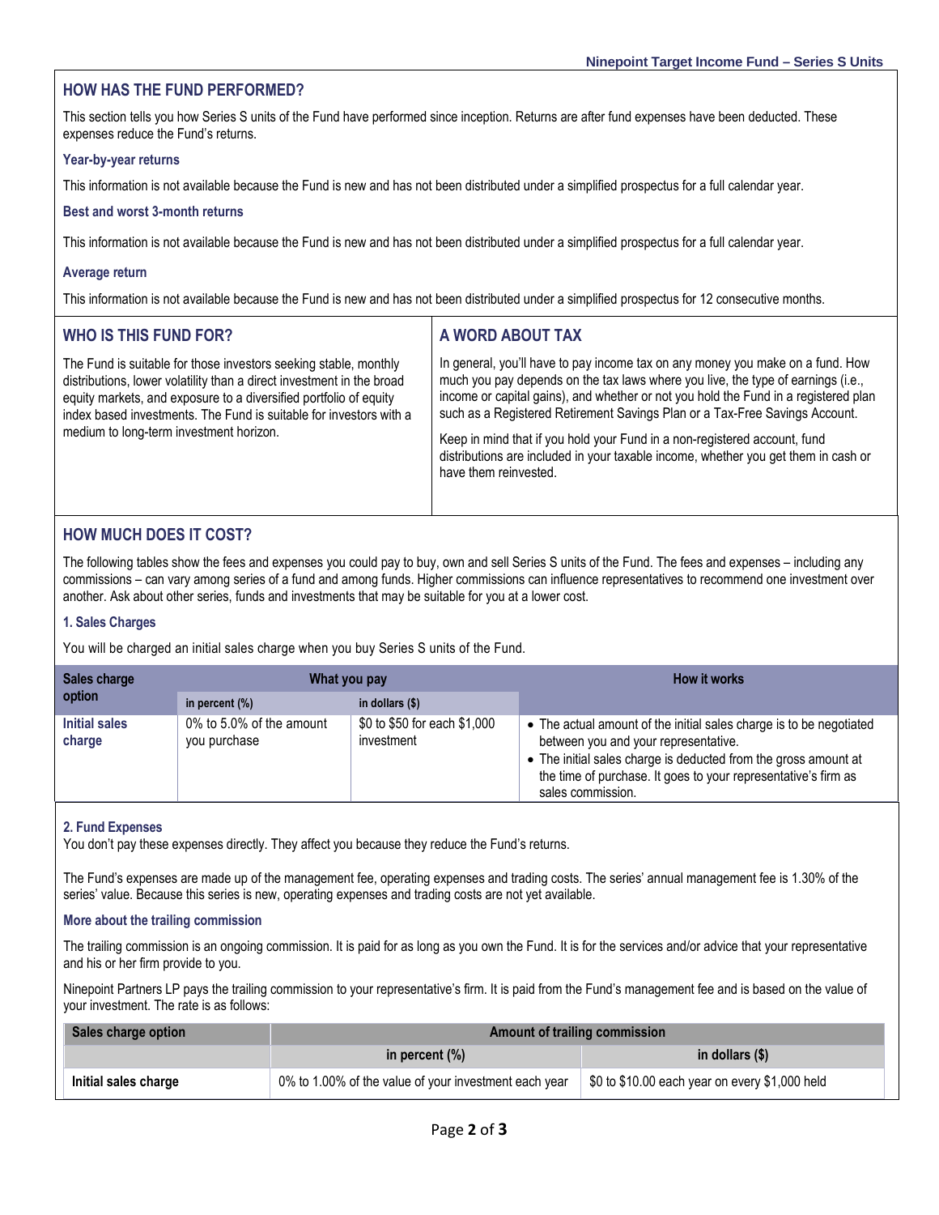## HOW HAS THE FUND PERFORMED?

This section tells you how Series S units of the Fund have performed since inception. Returns are after fund expenses have been deducted. These expenses reduce the Fund's returns.

### Year-by-year returns

This information is not available because the Fund is new and has not been distributed under a simplified prospectus for a full calendar year.

### Best and worst 3-month returns

This information is not available because the Fund is new and has not been distributed under a simplified prospectus for a full calendar year.

### Average return

This information is not available because the Fund is new and has not been distributed under a simplified prospectus for 12 consecutive months.

## WHO IS THIS FUND FOR?

The Fund is suitable for those investors seeking stable, monthly distributions, lower volatility than a direct investment in the broad equity markets, and exposure to a diversified portfolio of equity index based investments. The Fund is suitable for investors with a medium to long-term investment horizon.

## A WORD ABOUT TAX

In general, you'll have to pay income tax on any money you make on a fund. How much you pay depends on the tax laws where you live, the type of earnings (i.e., income or capital gains), and whether or not you hold the Fund in a registered plan such as a Registered Retirement Savings Plan or a Tax-Free Savings Account.

Keep in mind that if you hold your Fund in a non-registered account, fund distributions are included in your taxable income, whether you get them in cash or have them reinvested.

## HOW MUCH DOES IT COST?

The following tables show the fees and expenses you could pay to buy, own and sell Series S units of the Fund. The fees and expenses – including any commissions – can vary among series of a fund and among funds. Higher commissions can influence representatives to recommend one investment over another. Ask about other series, funds and investments that may be suitable for you at a lower cost.

### 1. Sales Charges

You will be charged an initial sales charge when you buy Series S units of the Fund.

| Sales charge option | What you pay | | How it works |
|---|---|---|---|
| | in percent (%) | in dollars ($) | |
| **Initial sales charge** | 0% to 5.0% of the amount you purchase | $0 to $50 for each $1,000 investment | • The actual amount of the initial sales charge is to be negotiated between you and your representative.<br>• The initial sales charge is deducted from the gross amount at the time of purchase. It goes to your representative's firm as sales commission. |

### 2. Fund Expenses

You don't pay these expenses directly. They affect you because they reduce the Fund's returns.

The Fund's expenses are made up of the management fee, operating expenses and trading costs. The series' annual management fee is 1.30% of the series' value. Because this series is new, operating expenses and trading costs are not yet available.

### More about the trailing commission

The trailing commission is an ongoing commission. It is paid for as long as you own the Fund. It is for the services and/or advice that your representative and his or her firm provide to you.

Ninepoint Partners LP pays the trailing commission to your representative's firm. It is paid from the Fund's management fee and is based on the value of your investment. The rate is as follows:

| Sales charge option | Amount of trailing commission | |
|---|---|---|
| | in percent (%) | in dollars ($) |
| **Initial sales charge** | 0% to 1.00% of the value of your investment each year | $0 to $10.00 each year on every $1,000 held |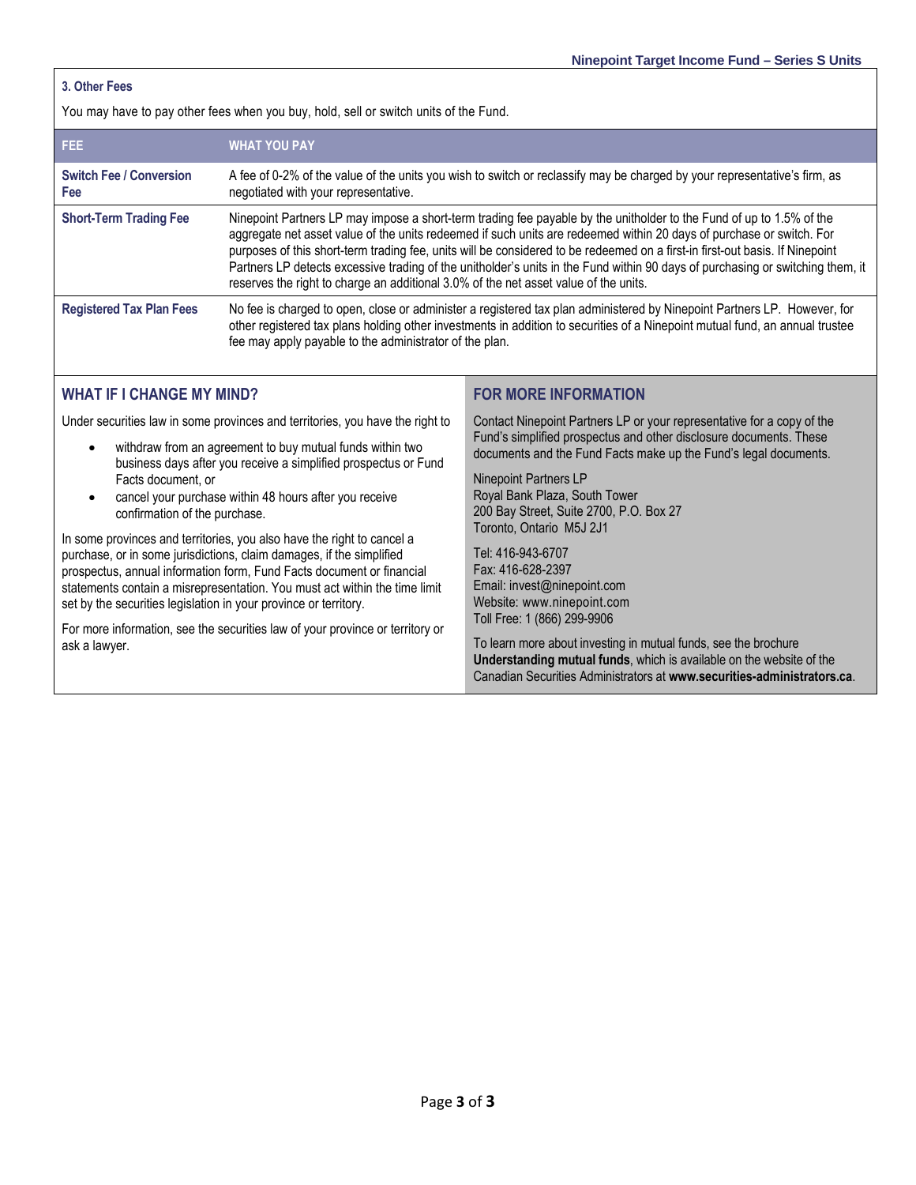### 3. Other Fees

You may have to pay other fees when you buy, hold, sell or switch units of the Fund.

| FEE | WHAT YOU PAY |
| --- | --- |
| **Switch Fee / Conversion Fee** | A fee of 0-2% of the value of the units you wish to switch or reclassify may be charged by your representative's firm, as negotiated with your representative. |
| **Short-Term Trading Fee** | Ninepoint Partners LP may impose a short-term trading fee payable by the unitholder to the Fund of up to 1.5% of the aggregate net asset value of the units redeemed if such units are redeemed within 20 days of purchase or switch. For purposes of this short-term trading fee, units will be considered to be redeemed on a first-in first-out basis. If Ninepoint Partners LP detects excessive trading of the unitholder's units in the Fund within 90 days of purchasing or switching them, it reserves the right to charge an additional 3.0% of the net asset value of the units. |
| **Registered Tax Plan Fees** | No fee is charged to open, close or administer a registered tax plan administered by Ninepoint Partners LP. However, for other registered tax plans holding other investments in addition to securities of a Ninepoint mutual fund, an annual trustee fee may apply payable to the administrator of the plan. |

## WHAT IF I CHANGE MY MIND?

Under securities law in some provinces and territories, you have the right to

- withdraw from an agreement to buy mutual funds within two business days after you receive a simplified prospectus or Fund Facts document, or
- cancel your purchase within 48 hours after you receive confirmation of the purchase.

In some provinces and territories, you also have the right to cancel a purchase, or in some jurisdictions, claim damages, if the simplified prospectus, annual information form, Fund Facts document or financial statements contain a misrepresentation. You must act within the time limit set by the securities legislation in your province or territory.

For more information, see the securities law of your province or territory or ask a lawyer.

## FOR MORE INFORMATION

Contact Ninepoint Partners LP or your representative for a copy of the Fund's simplified prospectus and other disclosure documents. These documents and the Fund Facts make up the Fund's legal documents.

Ninepoint Partners LP
Royal Bank Plaza, South Tower
200 Bay Street, Suite 2700, P.O. Box 27
Toronto, Ontario M5J 2J1

Tel: 416-943-6707
Fax: 416-628-2397
Email: invest@ninepoint.com
Website: www.ninepoint.com
Toll Free: 1 (866) 299-9906

To learn more about investing in mutual funds, see the brochure **Understanding mutual funds**, which is available on the website of the Canadian Securities Administrators at **www.securities-administrators.ca**.